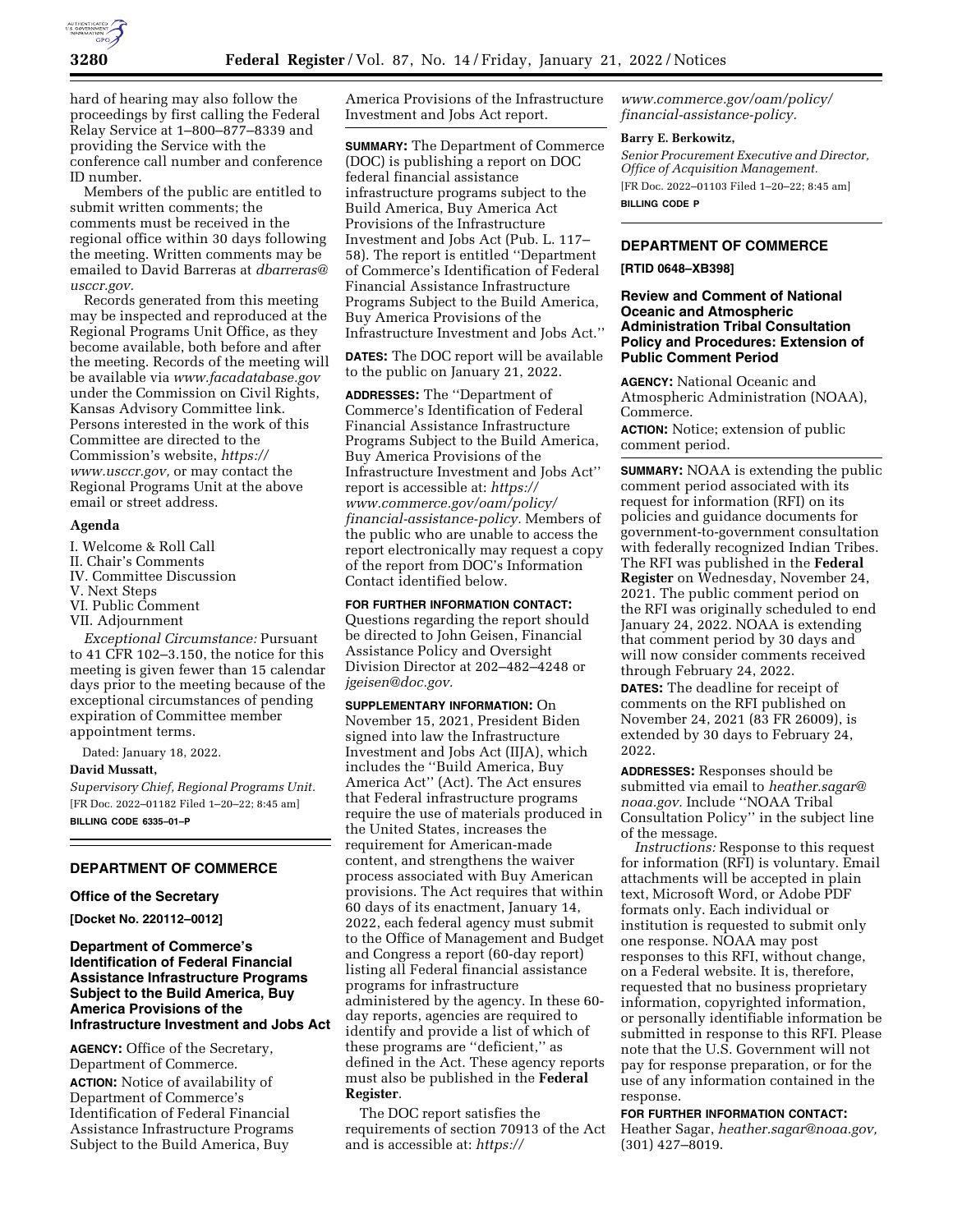hard of hearing may also follow the proceedings by first calling the Federal Relay Service at 1–800–877–8339 and providing the Service with the conference call number and conference ID number.

Members of the public are entitled to submit written comments; the comments must be received in the regional office within 30 days following the meeting. Written comments may be emailed to David Barreras at *dbarreras@usccr.gov.*

Records generated from this meeting may be inspected and reproduced at the Regional Programs Unit Office, as they become available, both before and after the meeting. Records of the meeting will be available via *www.facadatabase.gov* under the Commission on Civil Rights, Kansas Advisory Committee link. Persons interested in the work of this Committee are directed to the Commission's website, *https://www.usccr.gov,* or may contact the Regional Programs Unit at the above email or street address.

## Agenda

I. Welcome & Roll Call
II. Chair's Comments
IV. Committee Discussion
V. Next Steps
VI. Public Comment
VII. Adjournment

*Exceptional Circumstance:* Pursuant to 41 CFR 102–3.150, the notice for this meeting is given fewer than 15 calendar days prior to the meeting because of the exceptional circumstances of pending expiration of Committee member appointment terms.

Dated: January 18, 2022.

**David Mussatt,**

*Supervisory Chief, Regional Programs Unit.*

[FR Doc. 2022–01182 Filed 1–20–22; 8:45 am]

**BILLING CODE 6335–01–P**

# DEPARTMENT OF COMMERCE

## Office of the Secretary

**[Docket No. 220112–0012]**

## Department of Commerce's Identification of Federal Financial Assistance Infrastructure Programs Subject to the Build America, Buy America Provisions of the Infrastructure Investment and Jobs Act

**AGENCY:** Office of the Secretary, Department of Commerce.

**ACTION:** Notice of availability of Department of Commerce's Identification of Federal Financial Assistance Infrastructure Programs Subject to the Build America, Buy America Provisions of the Infrastructure Investment and Jobs Act report.

**SUMMARY:** The Department of Commerce (DOC) is publishing a report on DOC federal financial assistance infrastructure programs subject to the Build America, Buy America Act Provisions of the Infrastructure Investment and Jobs Act (Pub. L. 117–58). The report is entitled ''Department of Commerce's Identification of Federal Financial Assistance Infrastructure Programs Subject to the Build America, Buy America Provisions of the Infrastructure Investment and Jobs Act.''

**DATES:** The DOC report will be available to the public on January 21, 2022.

**ADDRESSES:** The ''Department of Commerce's Identification of Federal Financial Assistance Infrastructure Programs Subject to the Build America, Buy America Provisions of the Infrastructure Investment and Jobs Act'' report is accessible at: *https://www.commerce.gov/oam/policy/financial-assistance-policy.* Members of the public who are unable to access the report electronically may request a copy of the report from DOC's Information Contact identified below.

**FOR FURTHER INFORMATION CONTACT:** Questions regarding the report should be directed to John Geisen, Financial Assistance Policy and Oversight Division Director at 202–482–4248 or *jgeisen@doc.gov.*

**SUPPLEMENTARY INFORMATION:** On November 15, 2021, President Biden signed into law the Infrastructure Investment and Jobs Act (IIJA), which includes the ''Build America, Buy America Act'' (Act). The Act ensures that Federal infrastructure programs require the use of materials produced in the United States, increases the requirement for American-made content, and strengthens the waiver process associated with Buy American provisions. The Act requires that within 60 days of its enactment, January 14, 2022, each federal agency must submit to the Office of Management and Budget and Congress a report (60-day report) listing all Federal financial assistance programs for infrastructure administered by the agency. In these 60-day reports, agencies are required to identify and provide a list of which of these programs are ''deficient,'' as defined in the Act. These agency reports must also be published in the **Federal Register**.

The DOC report satisfies the requirements of section 70913 of the Act and is accessible at: *https://www.commerce.gov/oam/policy/financial-assistance-policy.*

**Barry E. Berkowitz,**

*Senior Procurement Executive and Director, Office of Acquisition Management.*

[FR Doc. 2022–01103 Filed 1–20–22; 8:45 am]

**BILLING CODE P**

# DEPARTMENT OF COMMERCE

**[RTID 0648–XB398]**

## Review and Comment of National Oceanic and Atmospheric Administration Tribal Consultation Policy and Procedures: Extension of Public Comment Period

**AGENCY:** National Oceanic and Atmospheric Administration (NOAA), Commerce.

**ACTION:** Notice; extension of public comment period.

**SUMMARY:** NOAA is extending the public comment period associated with its request for information (RFI) on its policies and guidance documents for government-to-government consultation with federally recognized Indian Tribes. The RFI was published in the **Federal Register** on Wednesday, November 24, 2021. The public comment period on the RFI was originally scheduled to end January 24, 2022. NOAA is extending that comment period by 30 days and will now consider comments received through February 24, 2022.

**DATES:** The deadline for receipt of comments on the RFI published on November 24, 2021 (83 FR 26009), is extended by 30 days to February 24, 2022.

**ADDRESSES:** Responses should be submitted via email to *heather.sagar@noaa.gov.* Include ''NOAA Tribal Consultation Policy'' in the subject line of the message.

*Instructions:* Response to this request for information (RFI) is voluntary. Email attachments will be accepted in plain text, Microsoft Word, or Adobe PDF formats only. Each individual or institution is requested to submit only one response. NOAA may post responses to this RFI, without change, on a Federal website. It is, therefore, requested that no business proprietary information, copyrighted information, or personally identifiable information be submitted in response to this RFI. Please note that the U.S. Government will not pay for response preparation, or for the use of any information contained in the response.

**FOR FURTHER INFORMATION CONTACT:** Heather Sagar, *heather.sagar@noaa.gov,* (301) 427–8019.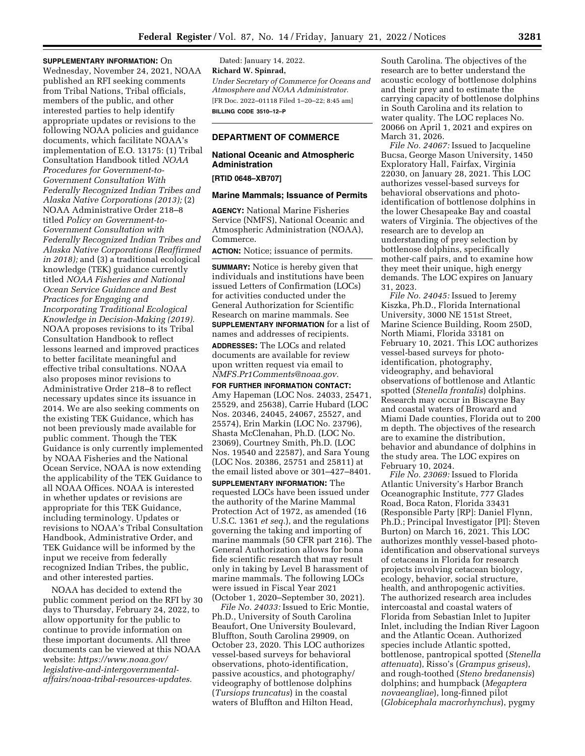**SUPPLEMENTARY INFORMATION:** On Wednesday, November 24, 2021, NOAA published an RFI seeking comments from Tribal Nations, Tribal officials, members of the public, and other interested parties to help identify appropriate updates or revisions to the following NOAA policies and guidance documents, which facilitate NOAA's implementation of E.O. 13175: (1) Tribal Consultation Handbook titled *NOAA Procedures for Government-to-Government Consultation With Federally Recognized Indian Tribes and Alaska Native Corporations (2013);* (2) NOAA Administrative Order 218–8 titled *Policy on Government-to-Government Consultation with Federally Recognized Indian Tribes and Alaska Native Corporations (Reaffirmed in 2018);* and (3) a traditional ecological knowledge (TEK) guidance currently titled *NOAA Fisheries and National Ocean Service Guidance and Best Practices for Engaging and Incorporating Traditional Ecological Knowledge in Decision-Making (2019).* NOAA proposes revisions to its Tribal Consultation Handbook to reflect lessons learned and improved practices to better facilitate meaningful and effective tribal consultations. NOAA also proposes minor revisions to Administrative Order 218–8 to reflect necessary updates since its issuance in 2014. We are also seeking comments on the existing TEK Guidance, which has not been previously made available for public comment. Though the TEK Guidance is only currently implemented by NOAA Fisheries and the National Ocean Service, NOAA is now extending the applicability of the TEK Guidance to all NOAA Offices. NOAA is interested in whether updates or revisions are appropriate for this TEK Guidance, including terminology. Updates or revisions to NOAA's Tribal Consultation Handbook, Administrative Order, and TEK Guidance will be informed by the input we receive from federally recognized Indian Tribes, the public, and other interested parties.

NOAA has decided to extend the public comment period on the RFI by 30 days to Thursday, February 24, 2022, to allow opportunity for the public to continue to provide information on these important documents. All three documents can be viewed at this NOAA website: *https://www.noaa.gov/legislative-and-intergovernmental-affairs/noaa-tribal-resources-updates.*

Dated: January 14, 2022.

**Richard W. Spinrad,**

*Under Secretary of Commerce for Oceans and Atmosphere and NOAA Administrator.*

[FR Doc. 2022–01118 Filed 1–20–22; 8:45 am]

**BILLING CODE 3510–12–P**

---

## DEPARTMENT OF COMMERCE

### National Oceanic and Atmospheric Administration

**[RTID 0648–XB707]**

### Marine Mammals; Issuance of Permits

**AGENCY:** National Marine Fisheries Service (NMFS), National Oceanic and Atmospheric Administration (NOAA), Commerce.

**ACTION:** Notice; issuance of permits.

**SUMMARY:** Notice is hereby given that individuals and institutions have been issued Letters of Confirmation (LOCs) for activities conducted under the General Authorization for Scientific Research on marine mammals. See **SUPPLEMENTARY INFORMATION** for a list of names and addresses of recipients.

**ADDRESSES:** The LOCs and related documents are available for review upon written request via email to *NMFS.Pr1Comments@noaa.gov.*

**FOR FURTHER INFORMATION CONTACT:** Amy Hapeman (LOC Nos. 24033, 25471, 25529, and 25638), Carrie Hubard (LOC Nos. 20346, 24045, 24067, 25527, and 25574), Erin Markin (LOC No. 23796), Shasta McClenahan, Ph.D. (LOC No. 23069), Courtney Smith, Ph.D. (LOC Nos. 19540 and 22587), and Sara Young (LOC Nos. 20386, 25751 and 25811) at the email listed above or 301–427–8401.

**SUPPLEMENTARY INFORMATION:** The requested LOCs have been issued under the authority of the Marine Mammal Protection Act of 1972, as amended (16 U.S.C. 1361 *et seq.*), and the regulations governing the taking and importing of marine mammals (50 CFR part 216). The General Authorization allows for bona fide scientific research that may result only in taking by Level B harassment of marine mammals. The following LOCs were issued in Fiscal Year 2021 (October 1, 2020–September 30, 2021).

*File No. 24033:* Issued to Eric Montie, Ph.D., University of South Carolina Beaufort, One University Boulevard, Bluffton, South Carolina 29909, on October 23, 2020. This LOC authorizes vessel-based surveys for behavioral observations, photo-identification, passive acoustics, and photography/videography of bottlenose dolphins (*Tursiops truncatus*) in the coastal waters of Bluffton and Hilton Head, South Carolina. The objectives of the research are to better understand the acoustic ecology of bottlenose dolphins and their prey and to estimate the carrying capacity of bottlenose dolphins in South Carolina and its relation to water quality. The LOC replaces No. 20066 on April 1, 2021 and expires on March 31, 2026.

*File No. 24067:* Issued to Jacqueline Bucsa, George Mason University, 1450 Exploratory Hall, Fairfax, Virginia 22030, on January 28, 2021. This LOC authorizes vessel-based surveys for behavioral observations and photo-identification of bottlenose dolphins in the lower Chesapeake Bay and coastal waters of Virginia. The objectives of the research are to develop an understanding of prey selection by bottlenose dolphins, specifically mother-calf pairs, and to examine how they meet their unique, high energy demands. The LOC expires on January 31, 2023.

*File No. 24045:* Issued to Jeremy Kiszka, Ph.D., Florida International University, 3000 NE 151st Street, Marine Science Building, Room 250D, North Miami, Florida 33181 on February 10, 2021. This LOC authorizes vessel-based surveys for photo-identification, photography, videography, and behavioral observations of bottlenose and Atlantic spotted (*Stenella frontalis*) dolphins. Research may occur in Biscayne Bay and coastal waters of Broward and Miami Dade counties, Florida out to 200 m depth. The objectives of the research are to examine the distribution, behavior and abundance of dolphins in the study area. The LOC expires on February 10, 2024.

*File No. 23069:* Issued to Florida Atlantic University's Harbor Branch Oceanographic Institute, 777 Glades Road, Boca Raton, Florida 33431 (Responsible Party [RP]: Daniel Flynn, Ph.D.; Principal Investigator [PI]: Steven Burton) on March 16, 2021. This LOC authorizes monthly vessel-based photo-identification and observational surveys of cetaceans in Florida for research projects involving cetacean biology, ecology, behavior, social structure, health, and anthropogenic activities. The authorized research area includes intercoastal and coastal waters of Florida from Sebastian Inlet to Jupiter Inlet, including the Indian River Lagoon and the Atlantic Ocean. Authorized species include Atlantic spotted, bottlenose, pantropical spotted (*Stenella attenuata*), Risso's (*Grampus griseus*), and rough-toothed (*Steno bredanensis*) dolphins; and humpback (*Megaptera novaeangliae*), long-finned pilot (*Globicephala macrorhynchus*), pygmy